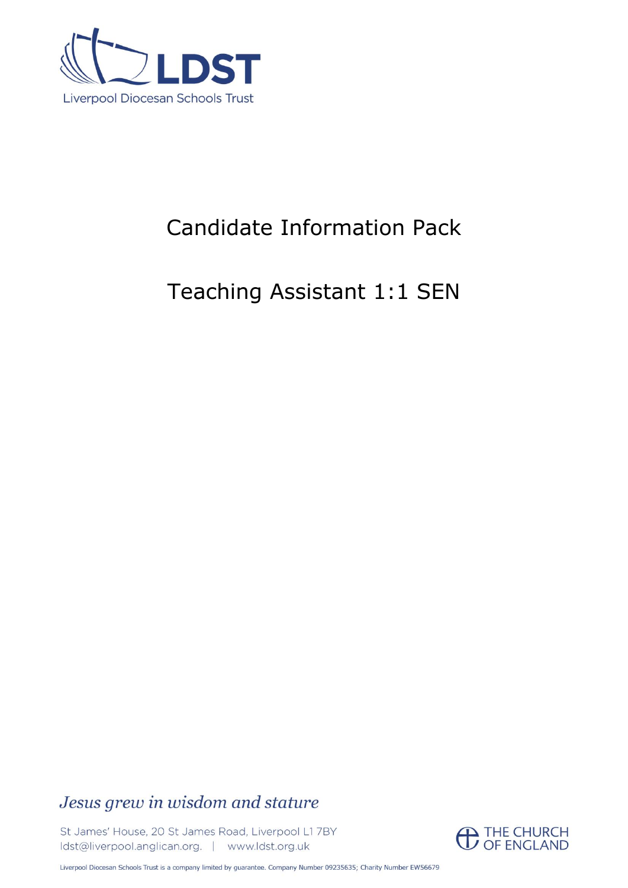LDST

Liverpool Diocesan Schools Trust

# Candidate Information Pack

# Teaching Assistant 1:1 SEN

*Jesus grew in wisdom and stature*

St James' House, 20 St James Road, Liverpool L1 7BY
ldst@liverpool.anglican.org. | www.ldst.org.uk

THE CHURCH OF ENGLAND

Liverpool Diocesan Schools Trust is a company limited by guarantee. Company Number 09235635; Charity Number EW56679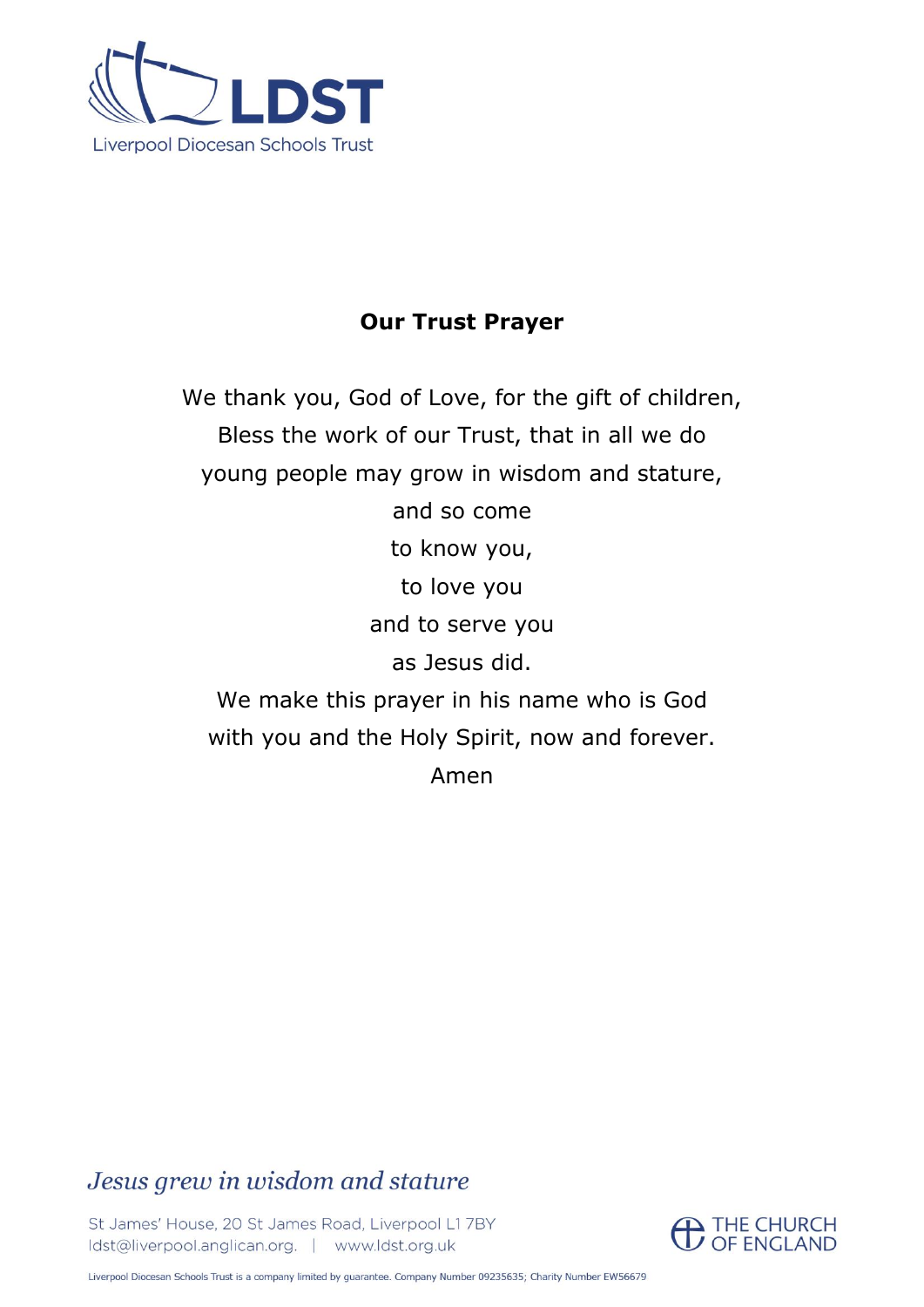**Our Trust Prayer**

We thank you, God of Love, for the gift of children,
Bless the work of our Trust, that in all we do
young people may grow in wisdom and stature,
and so come
to know you,
to love you
and to serve you
as Jesus did.
We make this prayer in his name who is God
with you and the Holy Spirit, now and forever.
Amen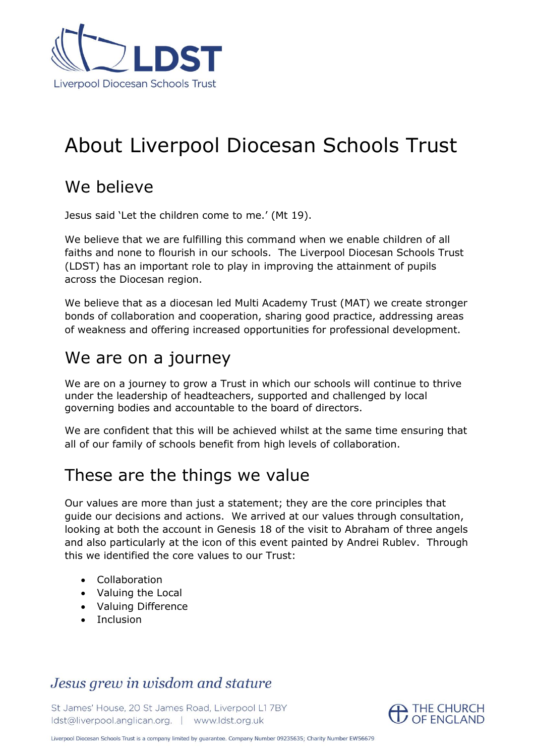# About Liverpool Diocesan Schools Trust

## We believe

Jesus said 'Let the children come to me.' (Mt 19).

We believe that we are fulfilling this command when we enable children of all faiths and none to flourish in our schools. The Liverpool Diocesan Schools Trust (LDST) has an important role to play in improving the attainment of pupils across the Diocesan region.

We believe that as a diocesan led Multi Academy Trust (MAT) we create stronger bonds of collaboration and cooperation, sharing good practice, addressing areas of weakness and offering increased opportunities for professional development.

## We are on a journey

We are on a journey to grow a Trust in which our schools will continue to thrive under the leadership of headteachers, supported and challenged by local governing bodies and accountable to the board of directors.

We are confident that this will be achieved whilst at the same time ensuring that all of our family of schools benefit from high levels of collaboration.

## These are the things we value

Our values are more than just a statement; they are the core principles that guide our decisions and actions. We arrived at our values through consultation, looking at both the account in Genesis 18 of the visit to Abraham of three angels and also particularly at the icon of this event painted by Andrei Rublev. Through this we identified the core values to our Trust:

- Collaboration
- Valuing the Local
- Valuing Difference
- Inclusion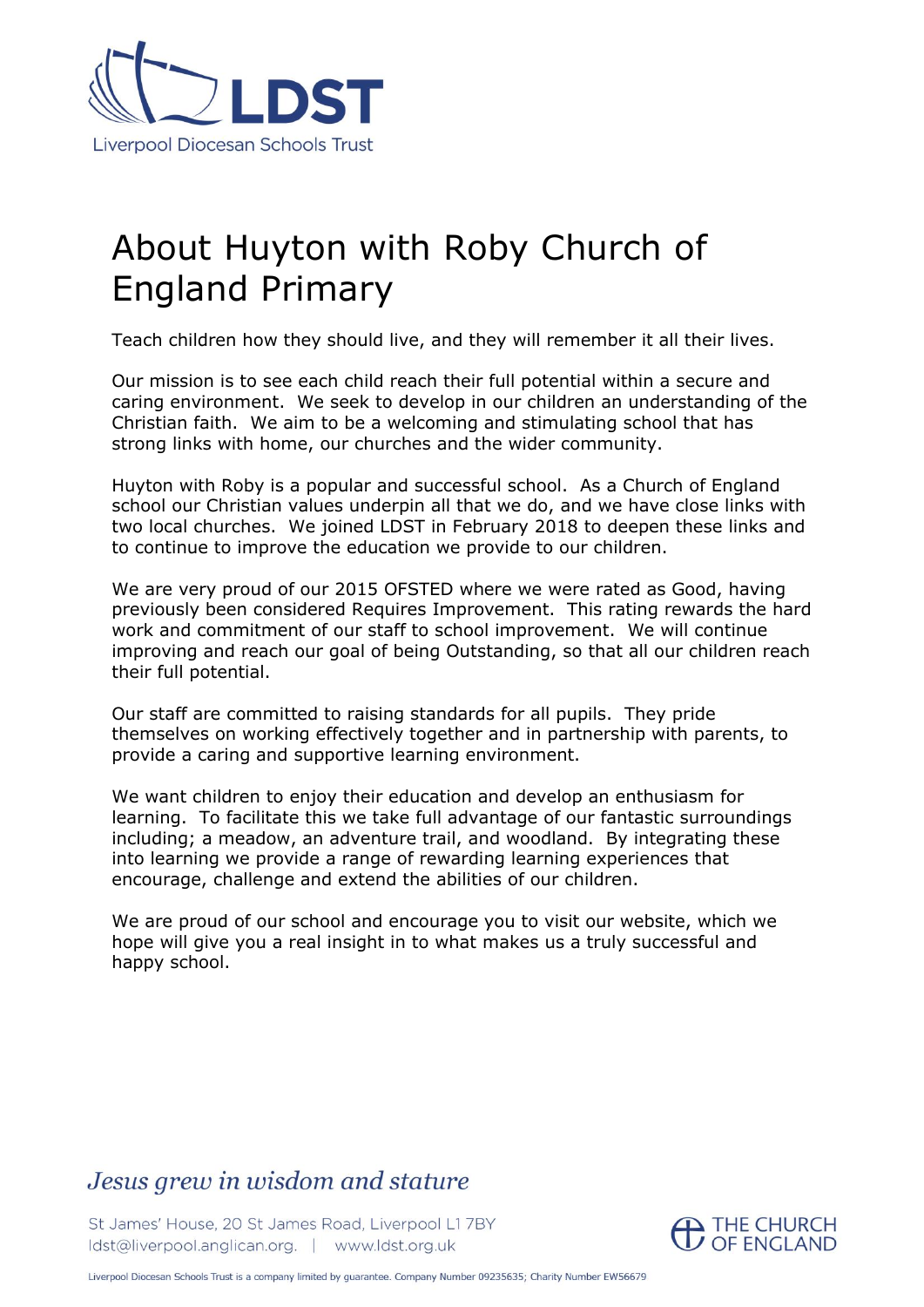# About Huyton with Roby Church of England Primary

Teach children how they should live, and they will remember it all their lives.

Our mission is to see each child reach their full potential within a secure and caring environment. We seek to develop in our children an understanding of the Christian faith. We aim to be a welcoming and stimulating school that has strong links with home, our churches and the wider community.

Huyton with Roby is a popular and successful school. As a Church of England school our Christian values underpin all that we do, and we have close links with two local churches. We joined LDST in February 2018 to deepen these links and to continue to improve the education we provide to our children.

We are very proud of our 2015 OFSTED where we were rated as Good, having previously been considered Requires Improvement. This rating rewards the hard work and commitment of our staff to school improvement. We will continue improving and reach our goal of being Outstanding, so that all our children reach their full potential.

Our staff are committed to raising standards for all pupils. They pride themselves on working effectively together and in partnership with parents, to provide a caring and supportive learning environment.

We want children to enjoy their education and develop an enthusiasm for learning. To facilitate this we take full advantage of our fantastic surroundings including; a meadow, an adventure trail, and woodland. By integrating these into learning we provide a range of rewarding learning experiences that encourage, challenge and extend the abilities of our children.

We are proud of our school and encourage you to visit our website, which we hope will give you a real insight in to what makes us a truly successful and happy school.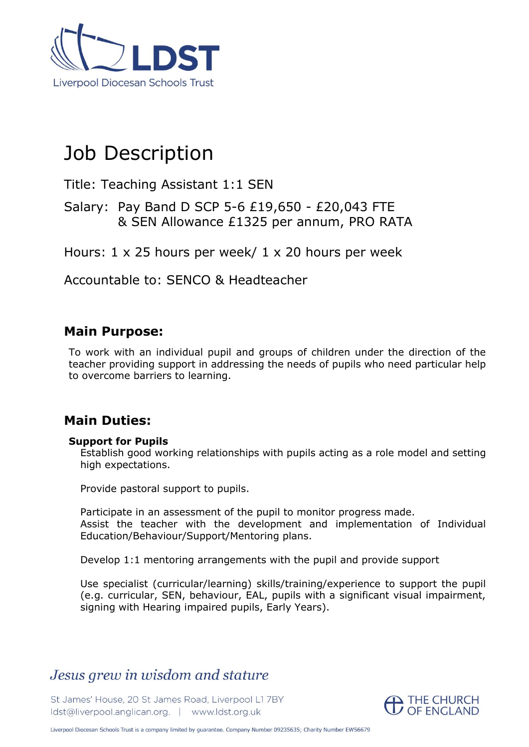# Job Description

Title: Teaching Assistant 1:1 SEN

Salary: Pay Band D SCP 5-6 £19,650 - £20,043 FTE
& SEN Allowance £1325 per annum, PRO RATA

Hours: 1 x 25 hours per week/ 1 x 20 hours per week

Accountable to: SENCO & Headteacher

## Main Purpose:

To work with an individual pupil and groups of children under the direction of the teacher providing support in addressing the needs of pupils who need particular help to overcome barriers to learning.

## Main Duties:

**Support for Pupils**

Establish good working relationships with pupils acting as a role model and setting high expectations.

Provide pastoral support to pupils.

Participate in an assessment of the pupil to monitor progress made.
Assist the teacher with the development and implementation of Individual Education/Behaviour/Support/Mentoring plans.

Develop 1:1 mentoring arrangements with the pupil and provide support

Use specialist (curricular/learning) skills/training/experience to support the pupil (e.g. curricular, SEN, behaviour, EAL, pupils with a significant visual impairment, signing with Hearing impaired pupils, Early Years).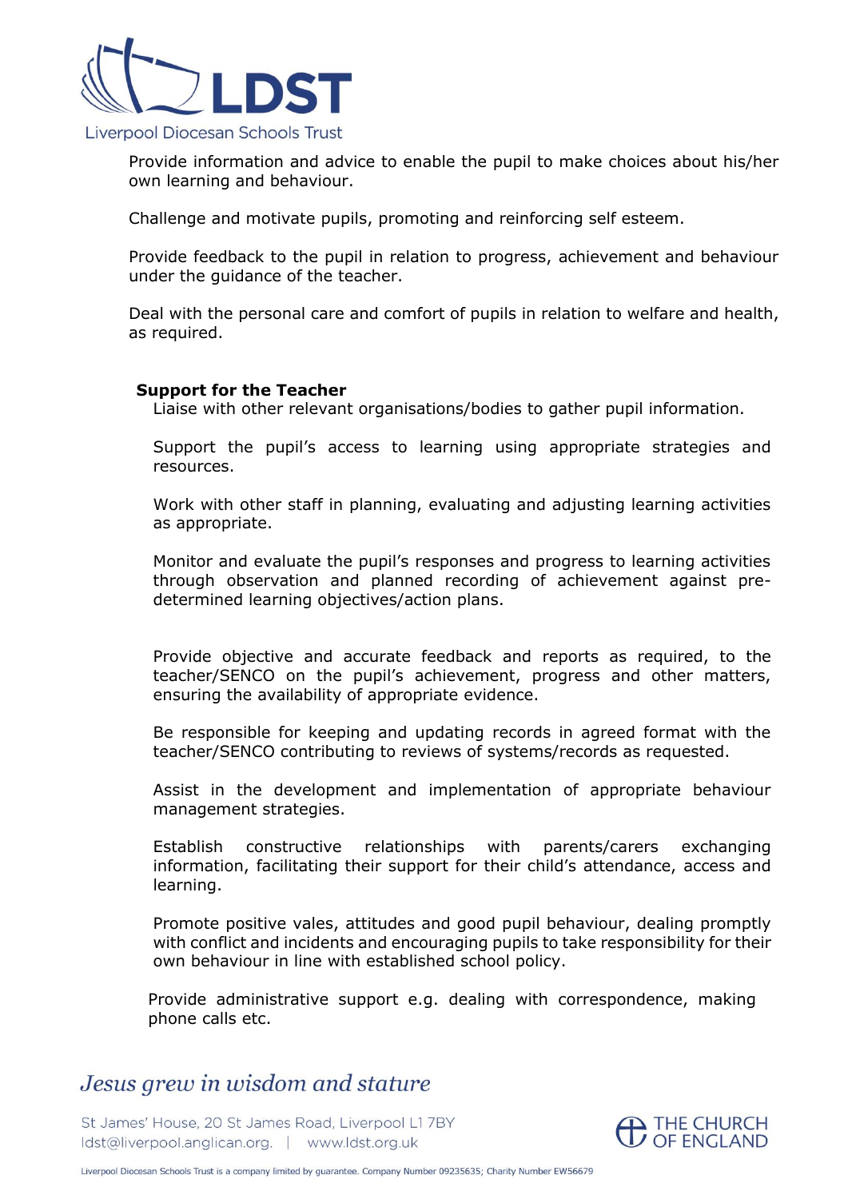Provide information and advice to enable the pupil to make choices about his/her own learning and behaviour.

Challenge and motivate pupils, promoting and reinforcing self esteem.

Provide feedback to the pupil in relation to progress, achievement and behaviour under the guidance of the teacher.

Deal with the personal care and comfort of pupils in relation to welfare and health, as required.

**Support for the Teacher**

Liaise with other relevant organisations/bodies to gather pupil information.

Support the pupil's access to learning using appropriate strategies and resources.

Work with other staff in planning, evaluating and adjusting learning activities as appropriate.

Monitor and evaluate the pupil's responses and progress to learning activities through observation and planned recording of achievement against pre-determined learning objectives/action plans.

Provide objective and accurate feedback and reports as required, to the teacher/SENCO on the pupil's achievement, progress and other matters, ensuring the availability of appropriate evidence.

Be responsible for keeping and updating records in agreed format with the teacher/SENCO contributing to reviews of systems/records as requested.

Assist in the development and implementation of appropriate behaviour management strategies.

Establish constructive relationships with parents/carers exchanging information, facilitating their support for their child's attendance, access and learning.

Promote positive vales, attitudes and good pupil behaviour, dealing promptly with conflict and incidents and encouraging pupils to take responsibility for their own behaviour in line with established school policy.

Provide administrative support e.g. dealing with correspondence, making phone calls etc.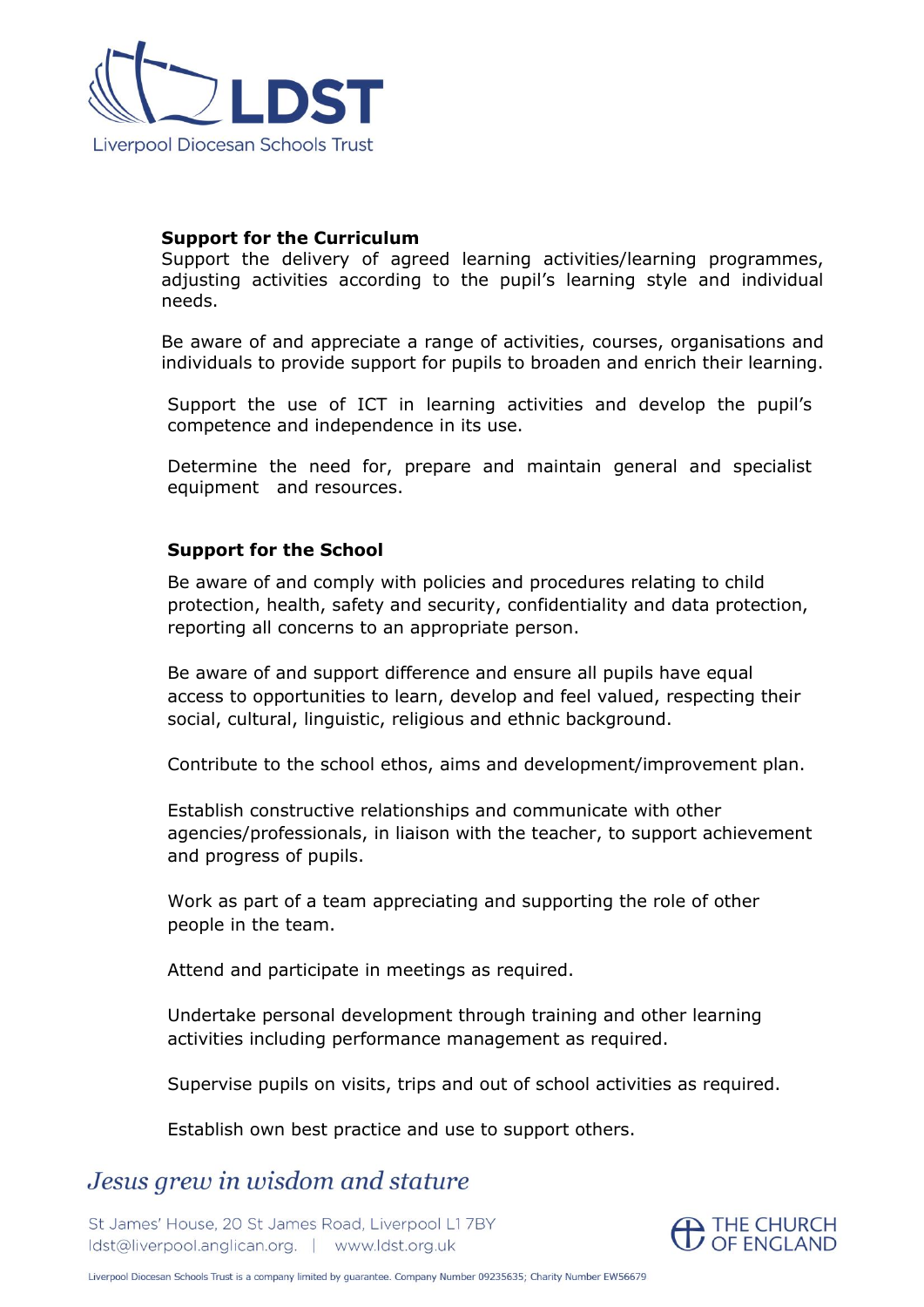**Support for the Curriculum**

Support the delivery of agreed learning activities/learning programmes, adjusting activities according to the pupil's learning style and individual needs.

Be aware of and appreciate a range of activities, courses, organisations and individuals to provide support for pupils to broaden and enrich their learning.

Support the use of ICT in learning activities and develop the pupil's competence and independence in its use.

Determine the need for, prepare and maintain general and specialist equipment and resources.

**Support for the School**

Be aware of and comply with policies and procedures relating to child protection, health, safety and security, confidentiality and data protection, reporting all concerns to an appropriate person.

Be aware of and support difference and ensure all pupils have equal access to opportunities to learn, develop and feel valued, respecting their social, cultural, linguistic, religious and ethnic background.

Contribute to the school ethos, aims and development/improvement plan.

Establish constructive relationships and communicate with other agencies/professionals, in liaison with the teacher, to support achievement and progress of pupils.

Work as part of a team appreciating and supporting the role of other people in the team.

Attend and participate in meetings as required.

Undertake personal development through training and other learning activities including performance management as required.

Supervise pupils on visits, trips and out of school activities as required.

Establish own best practice and use to support others.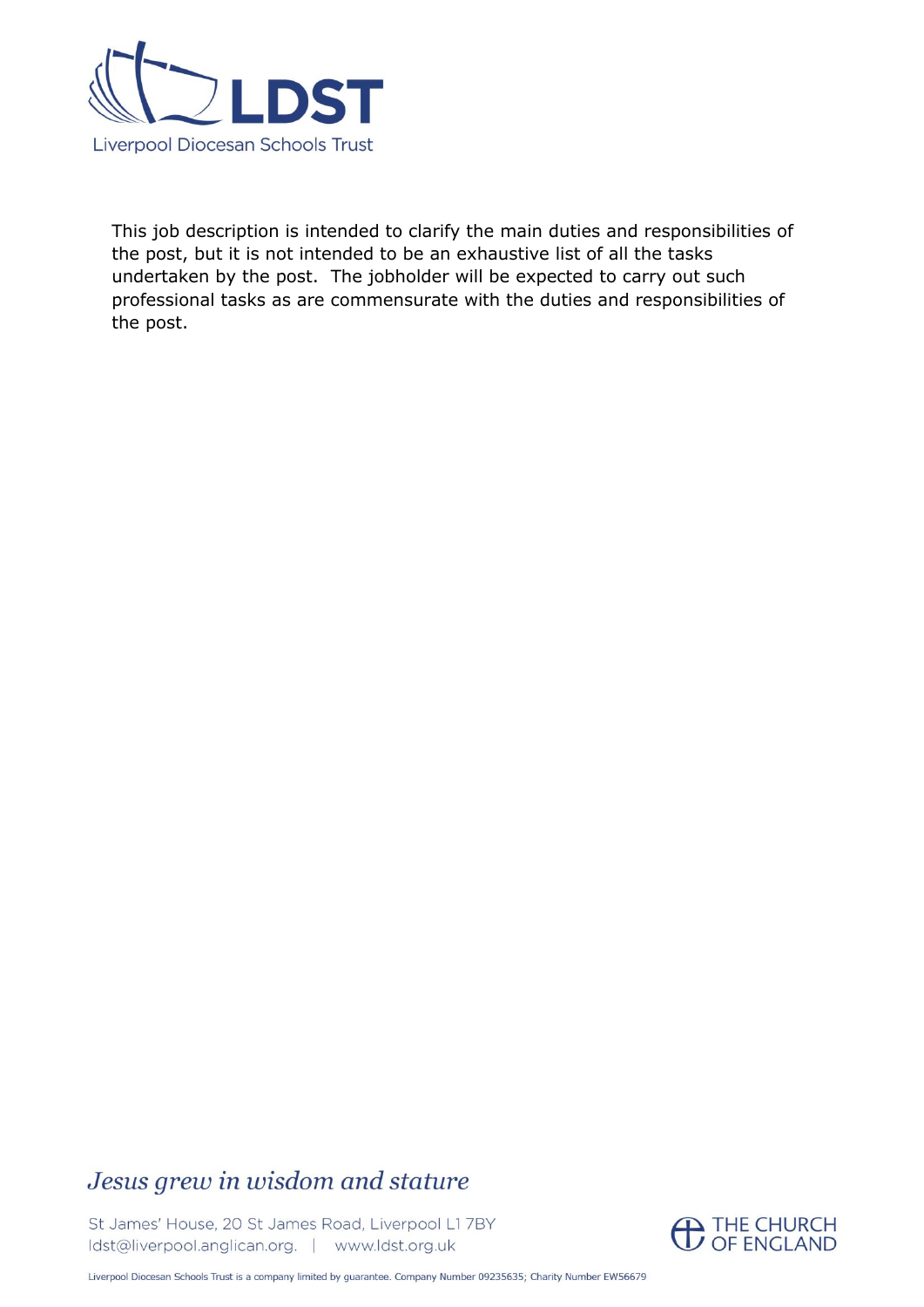This job description is intended to clarify the main duties and responsibilities of the post, but it is not intended to be an exhaustive list of all the tasks undertaken by the post. The jobholder will be expected to carry out such professional tasks as are commensurate with the duties and responsibilities of the post.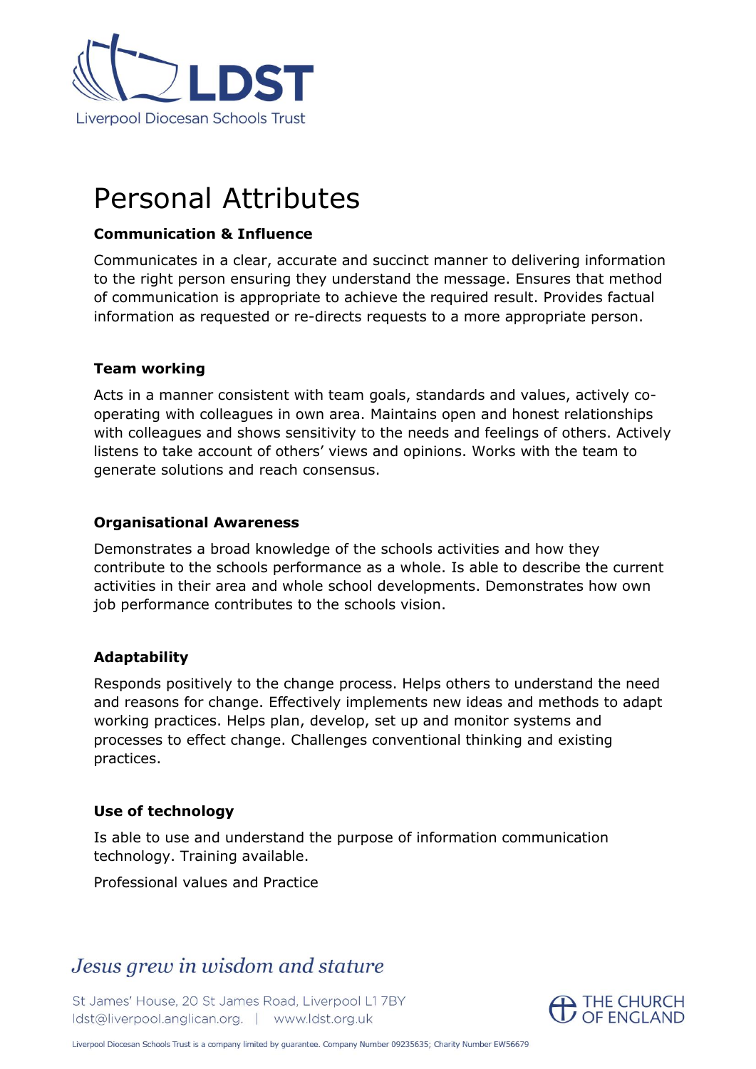# Personal Attributes

**Communication & Influence**

Communicates in a clear, accurate and succinct manner to delivering information to the right person ensuring they understand the message. Ensures that method of communication is appropriate to achieve the required result. Provides factual information as requested or re-directs requests to a more appropriate person.

**Team working**

Acts in a manner consistent with team goals, standards and values, actively co-operating with colleagues in own area. Maintains open and honest relationships with colleagues and shows sensitivity to the needs and feelings of others. Actively listens to take account of others' views and opinions. Works with the team to generate solutions and reach consensus.

**Organisational Awareness**

Demonstrates a broad knowledge of the schools activities and how they contribute to the schools performance as a whole. Is able to describe the current activities in their area and whole school developments. Demonstrates how own job performance contributes to the schools vision.

**Adaptability**

Responds positively to the change process. Helps others to understand the need and reasons for change. Effectively implements new ideas and methods to adapt working practices. Helps plan, develop, set up and monitor systems and processes to effect change. Challenges conventional thinking and existing practices.

**Use of technology**

Is able to use and understand the purpose of information communication technology. Training available.

Professional values and Practice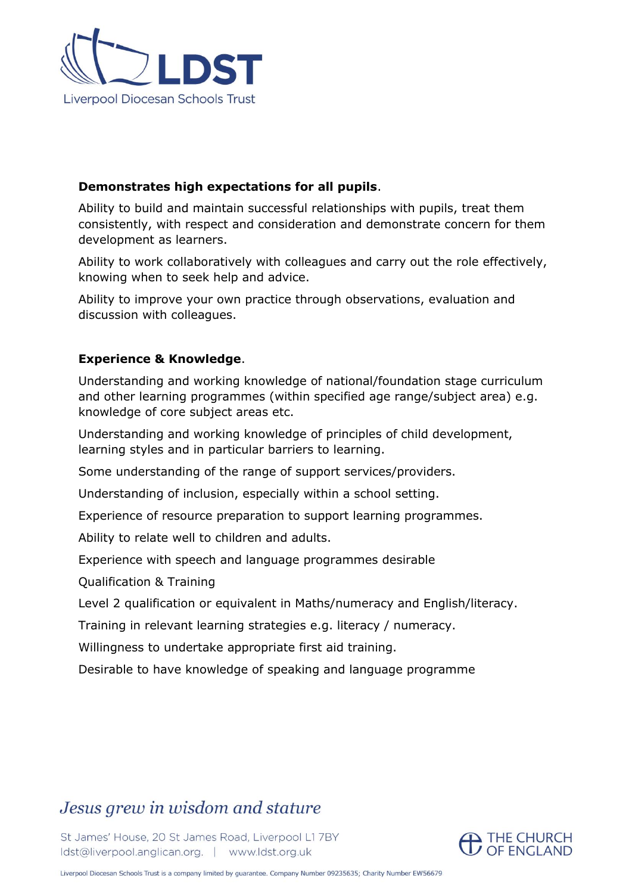**Demonstrates high expectations for all pupils**.

Ability to build and maintain successful relationships with pupils, treat them consistently, with respect and consideration and demonstrate concern for them development as learners.

Ability to work collaboratively with colleagues and carry out the role effectively, knowing when to seek help and advice.

Ability to improve your own practice through observations, evaluation and discussion with colleagues.

**Experience & Knowledge**.

Understanding and working knowledge of national/foundation stage curriculum and other learning programmes (within specified age range/subject area) e.g. knowledge of core subject areas etc.

Understanding and working knowledge of principles of child development, learning styles and in particular barriers to learning.

Some understanding of the range of support services/providers.

Understanding of inclusion, especially within a school setting.

Experience of resource preparation to support learning programmes.

Ability to relate well to children and adults.

Experience with speech and language programmes desirable

Qualification & Training

Level 2 qualification or equivalent in Maths/numeracy and English/literacy.

Training in relevant learning strategies e.g. literacy / numeracy.

Willingness to undertake appropriate first aid training.

Desirable to have knowledge of speaking and language programme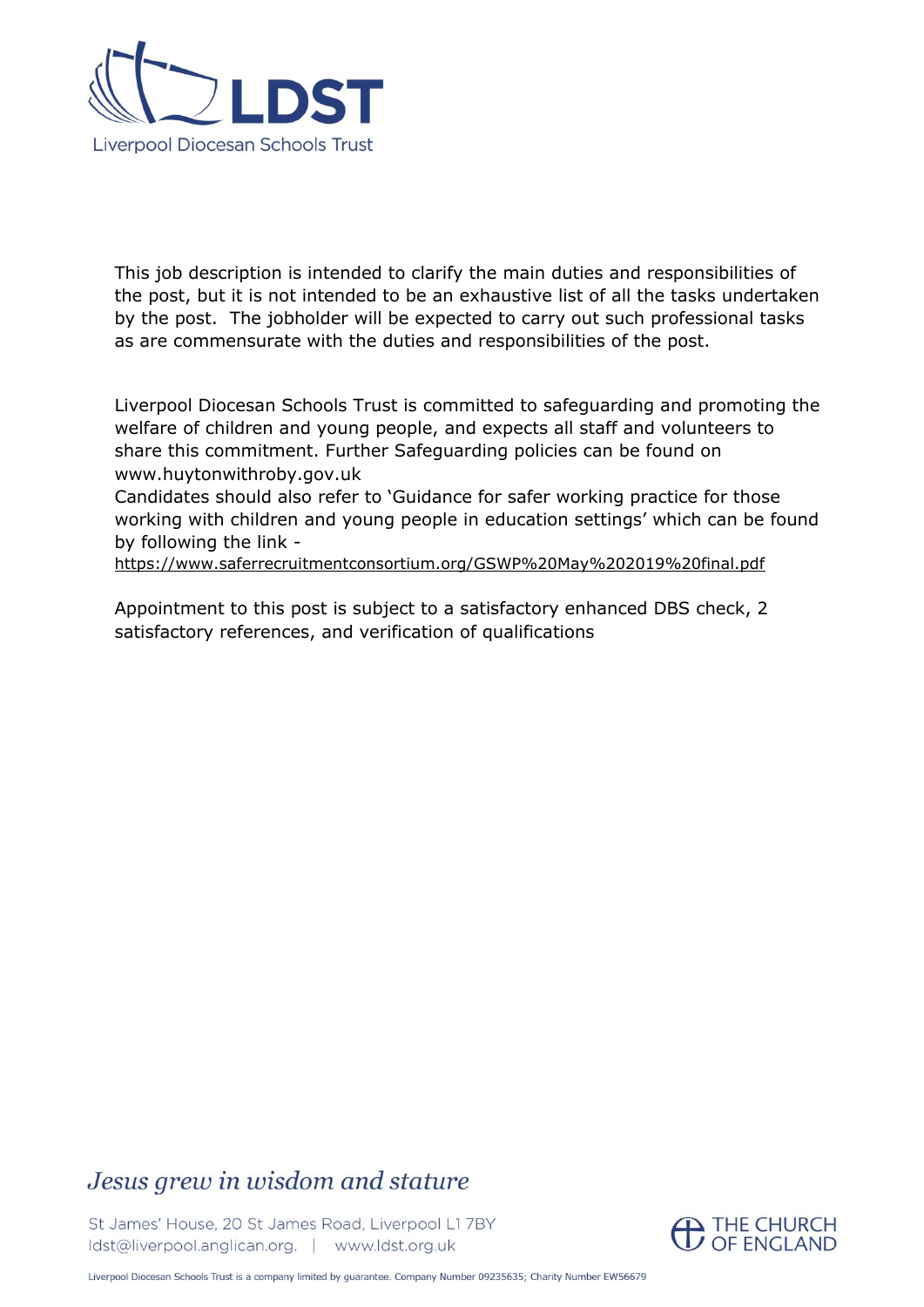This job description is intended to clarify the main duties and responsibilities of the post, but it is not intended to be an exhaustive list of all the tasks undertaken by the post. The jobholder will be expected to carry out such professional tasks as are commensurate with the duties and responsibilities of the post.

Liverpool Diocesan Schools Trust is committed to safeguarding and promoting the welfare of children and young people, and expects all staff and volunteers to share this commitment. Further Safeguarding policies can be found on www.huytonwithroby.gov.uk
Candidates should also refer to 'Guidance for safer working practice for those working with children and young people in education settings' which can be found by following the link - https://www.saferrecruitmentconsortium.org/GSWP%20May%202019%20final.pdf

Appointment to this post is subject to a satisfactory enhanced DBS check, 2 satisfactory references, and verification of qualifications

*Jesus grew in wisdom and stature*

St James' House, 20 St James Road, Liverpool L1 7BY
ldst@liverpool.anglican.org. | www.ldst.org.uk

Liverpool Diocesan Schools Trust is a company limited by guarantee. Company Number 09235635; Charity Number EW56679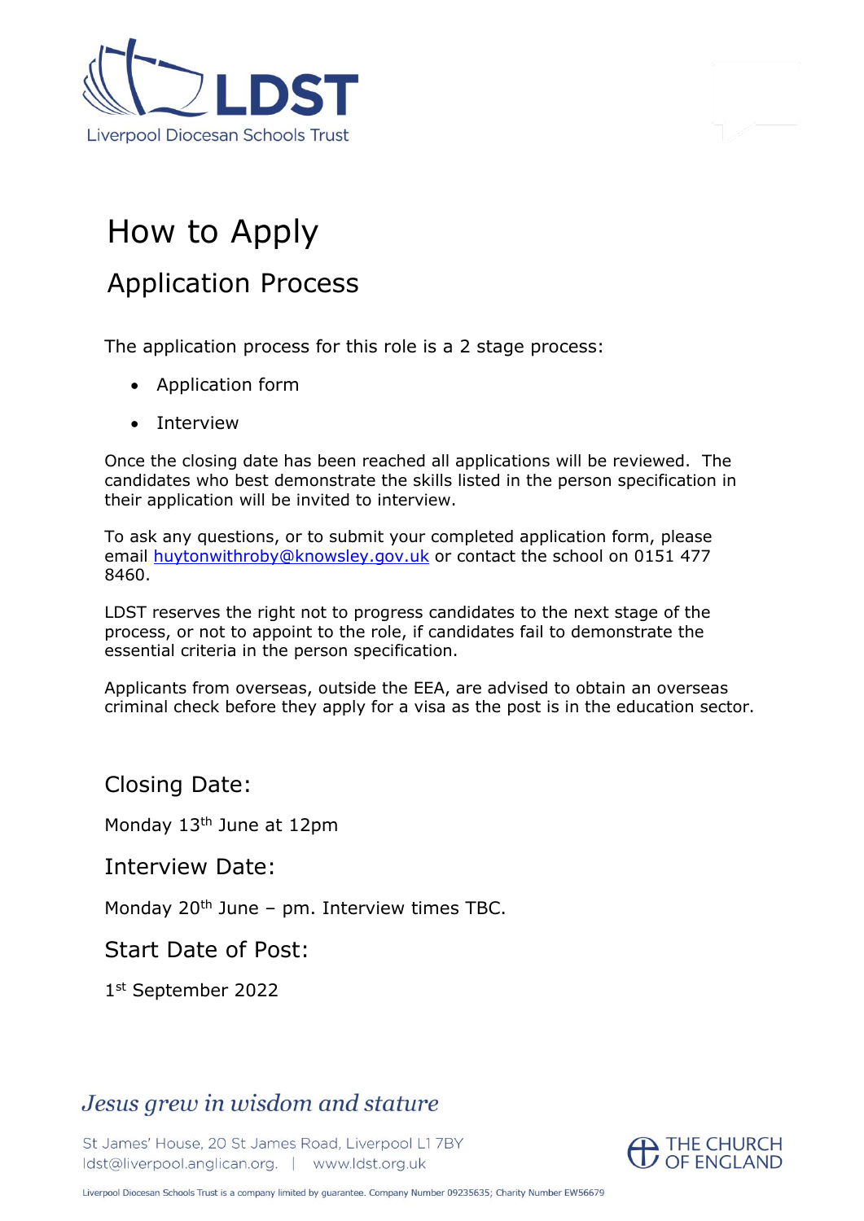# How to Apply

## Application Process

The application process for this role is a 2 stage process:

- Application form
- Interview

Once the closing date has been reached all applications will be reviewed. The candidates who best demonstrate the skills listed in the person specification in their application will be invited to interview.

To ask any questions, or to submit your completed application form, please email huytonwithroby@knowsley.gov.uk or contact the school on 0151 477 8460.

LDST reserves the right not to progress candidates to the next stage of the process, or not to appoint to the role, if candidates fail to demonstrate the essential criteria in the person specification.

Applicants from overseas, outside the EEA, are advised to obtain an overseas criminal check before they apply for a visa as the post is in the education sector.

### Closing Date:

Monday 13th June at 12pm

### Interview Date:

Monday 20th June – pm. Interview times TBC.

### Start Date of Post:

1st September 2022

*Jesus grew in wisdom and stature*

St James' House, 20 St James Road, Liverpool L1 7BY
ldst@liverpool.anglican.org. | www.ldst.org.uk

Liverpool Diocesan Schools Trust is a company limited by guarantee. Company Number 09235635; Charity Number EW56679